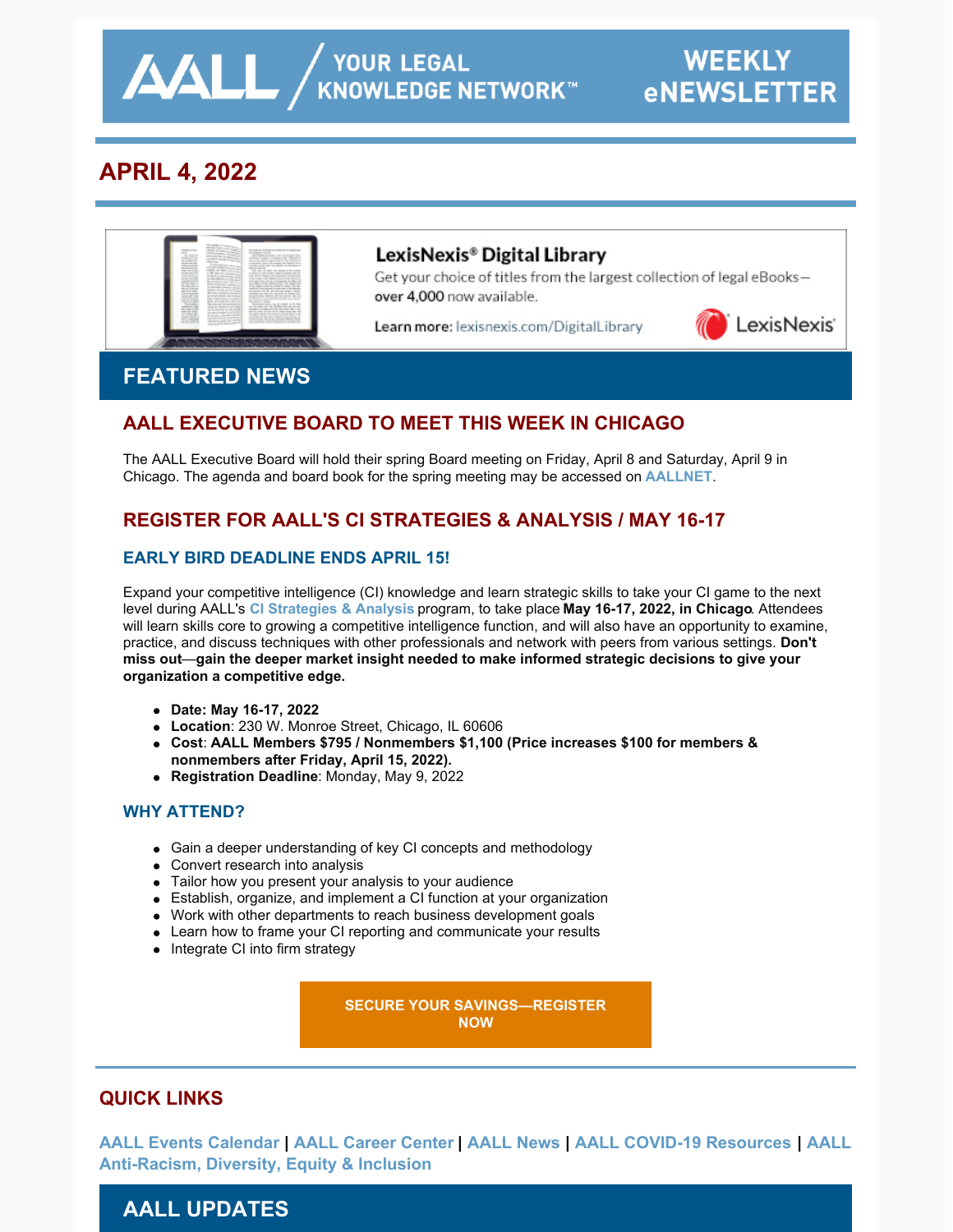AALL / YOUR LEGAL KNOWLEDGE NETWORK™ WEEKLY eNEWSLETTER

## APRIL 4, 2022

**LexisNexis® Digital Library**
Get your choice of titles from the largest collection of legal eBooks—**over 4,000** now available.
**Learn more:** lexisnexis.com/DigitalLibrary LexisNexis®

# FEATURED NEWS

## AALL EXECUTIVE BOARD TO MEET THIS WEEK IN CHICAGO

The AALL Executive Board will hold their spring Board meeting on Friday, April 8 and Saturday, April 9 in Chicago. The agenda and board book for the spring meeting may be accessed on **AALLNET**.

## REGISTER FOR AALL'S CI STRATEGIES & ANALYSIS / MAY 16-17

### EARLY BIRD DEADLINE ENDS APRIL 15!

Expand your competitive intelligence (CI) knowledge and learn strategic skills to take your CI game to the next level during AALL's **CI Strategies & Analysis** program, to take place **May 16-17, 2022, in Chicago**. Attendees will learn skills core to growing a competitive intelligence function, and will also have an opportunity to examine, practice, and discuss techniques with other professionals and network with peers from various settings. **Don't miss out—gain the deeper market insight needed to make informed strategic decisions to give your organization a competitive edge.**

- **Date: May 16-17, 2022**
- **Location**: 230 W. Monroe Street, Chicago, IL 60606
- **Cost**: **AALL Members $795 / Nonmembers $1,100 (Price increases $100 for members & nonmembers after Friday, April 15, 2022).**
- **Registration Deadline**: Monday, May 9, 2022

### WHY ATTEND?

- Gain a deeper understanding of key CI concepts and methodology
- Convert research into analysis
- Tailor how you present your analysis to your audience
- Establish, organize, and implement a CI function at your organization
- Work with other departments to reach business development goals
- Learn how to frame your CI reporting and communicate your results
- Integrate CI into firm strategy

**SECURE YOUR SAVINGS—REGISTER NOW**

## QUICK LINKS

**AALL Events Calendar** | **AALL Career Center** | **AALL News** | **AALL COVID-19 Resources** | **AALL Anti-Racism, Diversity, Equity & Inclusion**

# AALL UPDATES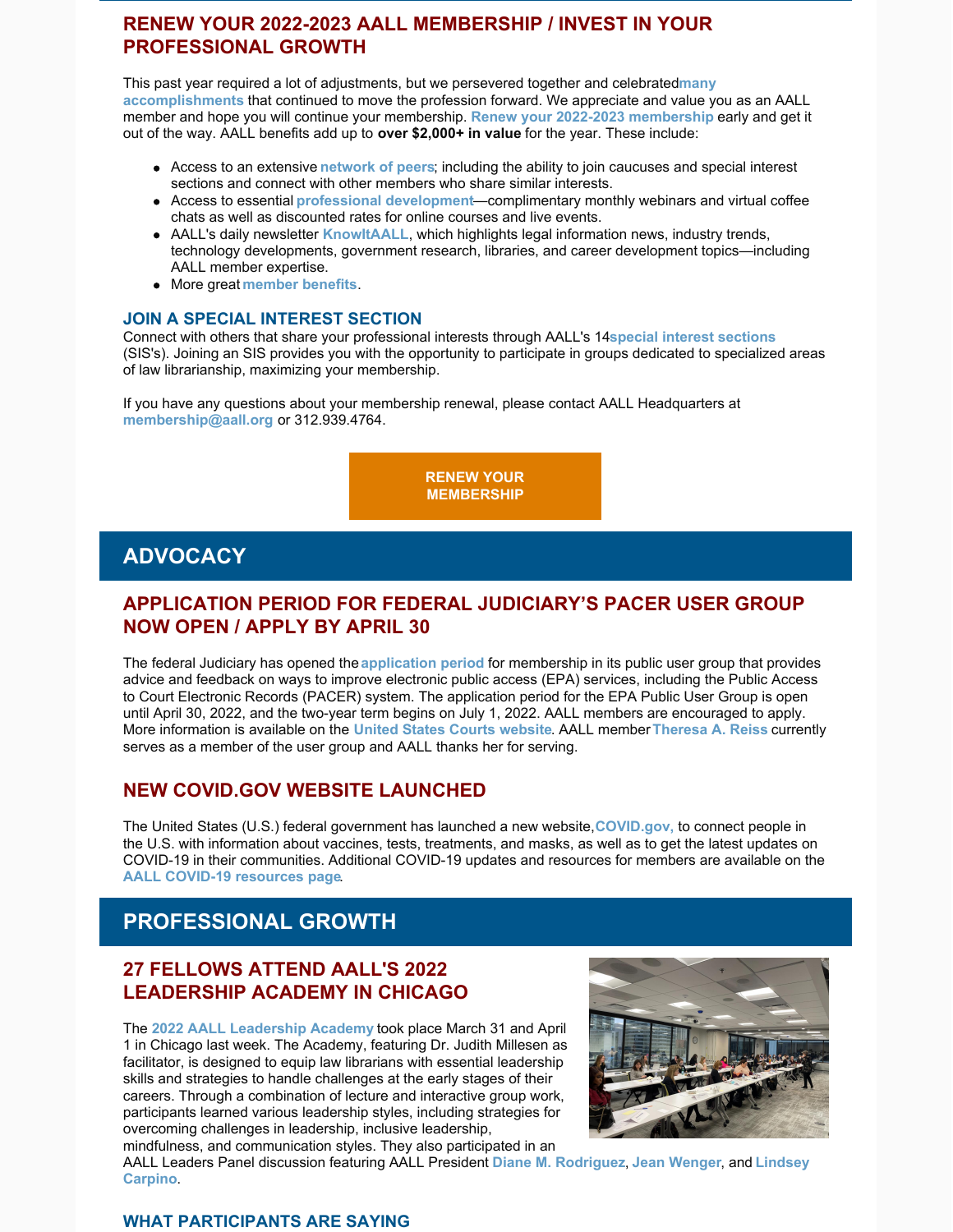## RENEW YOUR 2022-2023 AALL MEMBERSHIP / INVEST IN YOUR PROFESSIONAL GROWTH

This past year required a lot of adjustments, but we persevered together and celebrated **many accomplishments** that continued to move the profession forward. We appreciate and value you as an AALL member and hope you will continue your membership. **Renew your 2022-2023 membership** early and get it out of the way. AALL benefits add up to **over $2,000+ in value** for the year. These include:

- Access to an extensive **network of peers**; including the ability to join caucuses and special interest sections and connect with other members who share similar interests.
- Access to essential **professional development**—complimentary monthly webinars and virtual coffee chats as well as discounted rates for online courses and live events.
- AALL's daily newsletter **KnowItAALL**, which highlights legal information news, industry trends, technology developments, government research, libraries, and career development topics—including AALL member expertise.
- More great **member benefits**.

### JOIN A SPECIAL INTEREST SECTION

Connect with others that share your professional interests through AALL's 14 **special interest sections** (SIS's). Joining an SIS provides you with the opportunity to participate in groups dedicated to specialized areas of law librarianship, maximizing your membership.

If you have any questions about your membership renewal, please contact AALL Headquarters at **membership@aall.org** or 312.939.4764.

**RENEW YOUR MEMBERSHIP**

# ADVOCACY

## APPLICATION PERIOD FOR FEDERAL JUDICIARY'S PACER USER GROUP NOW OPEN / APPLY BY APRIL 30

The federal Judiciary has opened the **application period** for membership in its public user group that provides advice and feedback on ways to improve electronic public access (EPA) services, including the Public Access to Court Electronic Records (PACER) system. The application period for the EPA Public User Group is open until April 30, 2022, and the two-year term begins on July 1, 2022. AALL members are encouraged to apply. More information is available on the **United States Courts website**. AALL member **Theresa A. Reiss** currently serves as a member of the user group and AALL thanks her for serving.

## NEW COVID.GOV WEBSITE LAUNCHED

The United States (U.S.) federal government has launched a new website, **COVID.gov,** to connect people in the U.S. with information about vaccines, tests, treatments, and masks, as well as to get the latest updates on COVID-19 in their communities. Additional COVID-19 updates and resources for members are available on the **AALL COVID-19 resources page**.

# PROFESSIONAL GROWTH

## 27 FELLOWS ATTEND AALL'S 2022 LEADERSHIP ACADEMY IN CHICAGO

The **2022 AALL Leadership Academy** took place March 31 and April 1 in Chicago last week. The Academy, featuring Dr. Judith Millesen as facilitator, is designed to equip law librarians with essential leadership skills and strategies to handle challenges at the early stages of their careers. Through a combination of lecture and interactive group work, participants learned various leadership styles, including strategies for overcoming challenges in leadership, inclusive leadership, mindfulness, and communication styles. They also participated in an AALL Leaders Panel discussion featuring AALL President **Diane M. Rodriguez**, **Jean Wenger**, and **Lindsey Carpino**.

### WHAT PARTICIPANTS ARE SAYING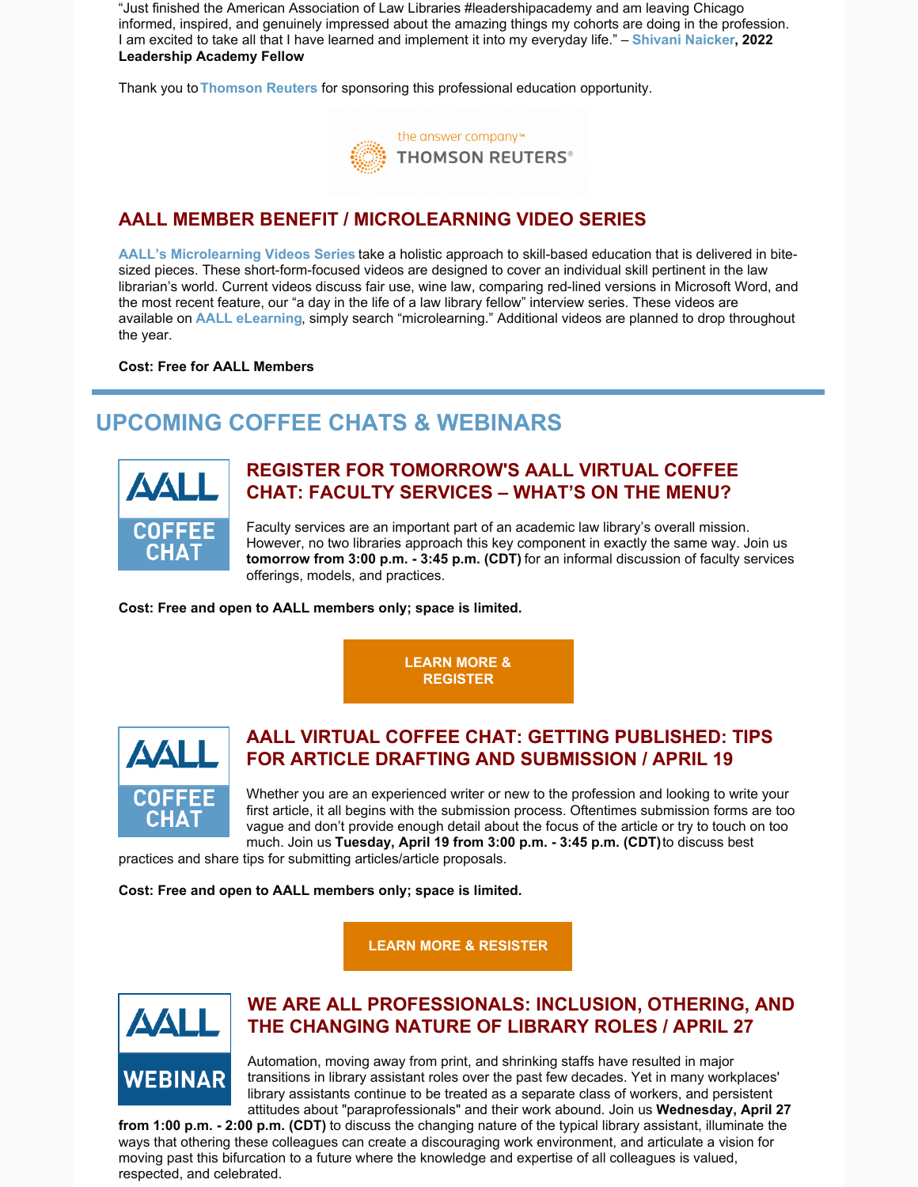"Just finished the American Association of Law Libraries #leadershipacademy and am leaving Chicago informed, inspired, and genuinely impressed about the amazing things my cohorts are doing in the profession. I am excited to take all that I have learned and implement it into my everyday life." – **Shivani Naicker, 2022 Leadership Academy Fellow**

Thank you to **Thomson Reuters** for sponsoring this professional education opportunity.

## AALL MEMBER BENEFIT / MICROLEARNING VIDEO SERIES

**AALL's Microlearning Videos Series** take a holistic approach to skill-based education that is delivered in bite-sized pieces. These short-form-focused videos are designed to cover an individual skill pertinent in the law librarian's world. Current videos discuss fair use, wine law, comparing red-lined versions in Microsoft Word, and the most recent feature, our "a day in the life of a law library fellow" interview series. These videos are available on **AALL eLearning**, simply search "microlearning." Additional videos are planned to drop throughout the year.

**Cost: Free for AALL Members**

# UPCOMING COFFEE CHATS & WEBINARS

## REGISTER FOR TOMORROW'S AALL VIRTUAL COFFEE CHAT: FACULTY SERVICES – WHAT'S ON THE MENU?

Faculty services are an important part of an academic law library's overall mission. However, no two libraries approach this key component in exactly the same way. Join us **tomorrow from 3:00 p.m. - 3:45 p.m. (CDT)** for an informal discussion of faculty services offerings, models, and practices.

**Cost: Free and open to AALL members only; space is limited.**

**LEARN MORE & REGISTER**

## AALL VIRTUAL COFFEE CHAT: GETTING PUBLISHED: TIPS FOR ARTICLE DRAFTING AND SUBMISSION / APRIL 19

Whether you are an experienced writer or new to the profession and looking to write your first article, it all begins with the submission process. Oftentimes submission forms are too vague and don't provide enough detail about the focus of the article or try to touch on too much. Join us **Tuesday, April 19 from 3:00 p.m. - 3:45 p.m. (CDT)** to discuss best practices and share tips for submitting articles/article proposals.

**Cost: Free and open to AALL members only; space is limited.**

**LEARN MORE & RESISTER**

## WE ARE ALL PROFESSIONALS: INCLUSION, OTHERING, AND THE CHANGING NATURE OF LIBRARY ROLES / APRIL 27

Automation, moving away from print, and shrinking staffs have resulted in major transitions in library assistant roles over the past few decades. Yet in many workplaces' library assistants continue to be treated as a separate class of workers, and persistent attitudes about "paraprofessionals" and their work abound. Join us **Wednesday, April 27 from 1:00 p.m. - 2:00 p.m. (CDT)** to discuss the changing nature of the typical library assistant, illuminate the ways that othering these colleagues can create a discouraging work environment, and articulate a vision for moving past this bifurcation to a future where the knowledge and expertise of all colleagues is valued, respected, and celebrated.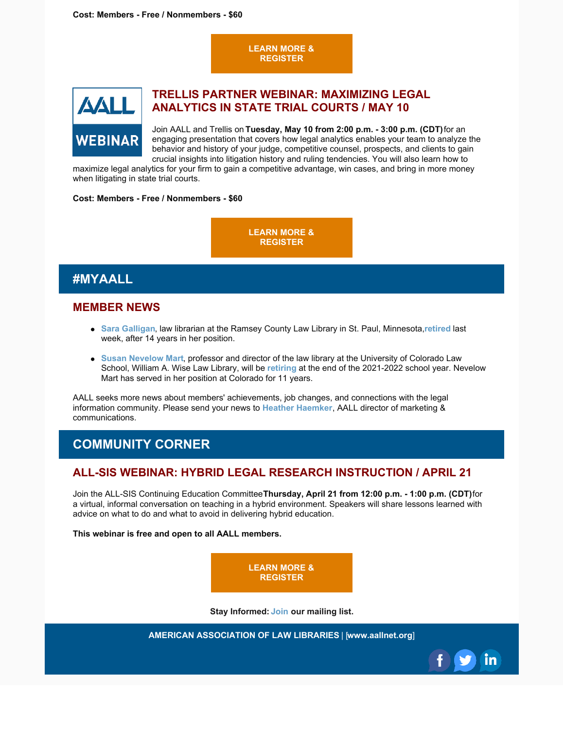**Cost: Members - Free / Nonmembers - $60**

**LEARN MORE & REGISTER**

## TRELLIS PARTNER WEBINAR: MAXIMIZING LEGAL ANALYTICS IN STATE TRIAL COURTS / MAY 10

Join AALL and Trellis on **Tuesday, May 10 from 2:00 p.m. - 3:00 p.m. (CDT)** for an engaging presentation that covers how legal analytics enables your team to analyze the behavior and history of your judge, competitive counsel, prospects, and clients to gain crucial insights into litigation history and ruling tendencies. You will also learn how to maximize legal analytics for your firm to gain a competitive advantage, win cases, and bring in more money when litigating in state trial courts.

**Cost: Members - Free / Nonmembers - $60**

**LEARN MORE & REGISTER**

# #MYAALL

## MEMBER NEWS

- **Sara Galligan**, law librarian at the Ramsey County Law Library in St. Paul, Minnesota, **retired** last week, after 14 years in her position.
- **Susan Nevelow Mart**, professor and director of the law library at the University of Colorado Law School, William A. Wise Law Library, will be **retiring** at the end of the 2021-2022 school year. Nevelow Mart has served in her position at Colorado for 11 years.

AALL seeks more news about members' achievements, job changes, and connections with the legal information community. Please send your news to **Heather Haemker**, AALL director of marketing & communications.

# COMMUNITY CORNER

## ALL-SIS WEBINAR: HYBRID LEGAL RESEARCH INSTRUCTION / APRIL 21

Join the ALL-SIS Continuing Education Committee **Thursday, April 21 from 12:00 p.m. - 1:00 p.m. (CDT)** for a virtual, informal conversation on teaching in a hybrid environment. Speakers will share lessons learned with advice on what to do and what to avoid in delivering hybrid education.

**This webinar is free and open to all AALL members.**

**LEARN MORE & REGISTER**

**Stay Informed: Join our mailing list.**

**AMERICAN ASSOCIATION OF LAW LIBRARIES | [www.aallnet.org]**